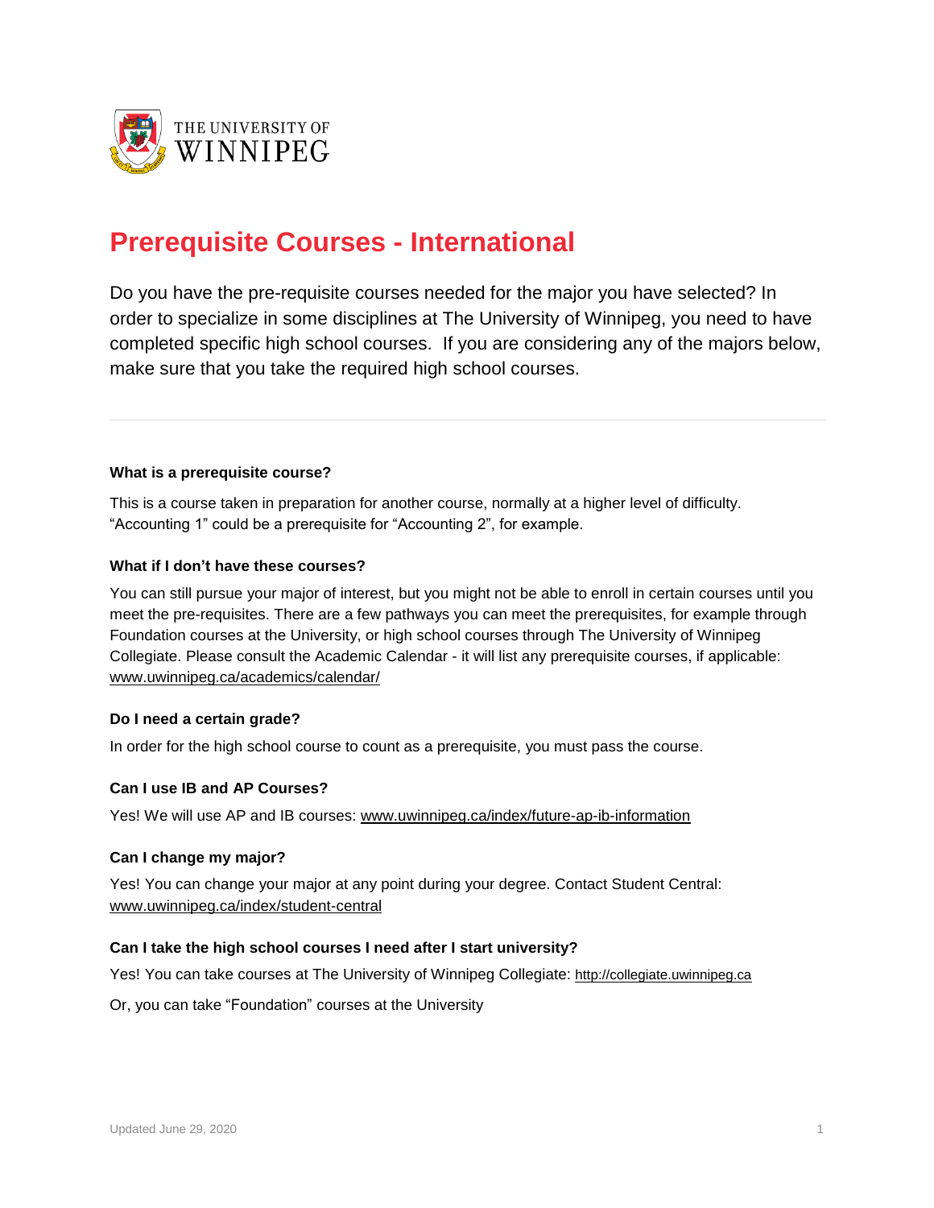THE UNIVERSITY OF WINNIPEG

# Prerequisite Courses - International

Do you have the pre-requisite courses needed for the major you have selected? In order to specialize in some disciplines at The University of Winnipeg, you need to have completed specific high school courses. If you are considering any of the majors below, make sure that you take the required high school courses.

---

**What is a prerequisite course?**

This is a course taken in preparation for another course, normally at a higher level of difficulty. "Accounting 1" could be a prerequisite for "Accounting 2", for example.

**What if I don't have these courses?**

You can still pursue your major of interest, but you might not be able to enroll in certain courses until you meet the pre-requisites. There are a few pathways you can meet the prerequisites, for example through Foundation courses at the University, or high school courses through The University of Winnipeg Collegiate. Please consult the Academic Calendar - it will list any prerequisite courses, if applicable: www.uwinnipeg.ca/academics/calendar/

**Do I need a certain grade?**

In order for the high school course to count as a prerequisite, you must pass the course.

**Can I use IB and AP Courses?**

Yes! We will use AP and IB courses: www.uwinnipeg.ca/index/future-ap-ib-information

**Can I change my major?**

Yes! You can change your major at any point during your degree. Contact Student Central: www.uwinnipeg.ca/index/student-central

**Can I take the high school courses I need after I start university?**

Yes! You can take courses at The University of Winnipeg Collegiate: http://collegiate.uwinnipeg.ca

Or, you can take "Foundation" courses at the University

Updated June 29, 2020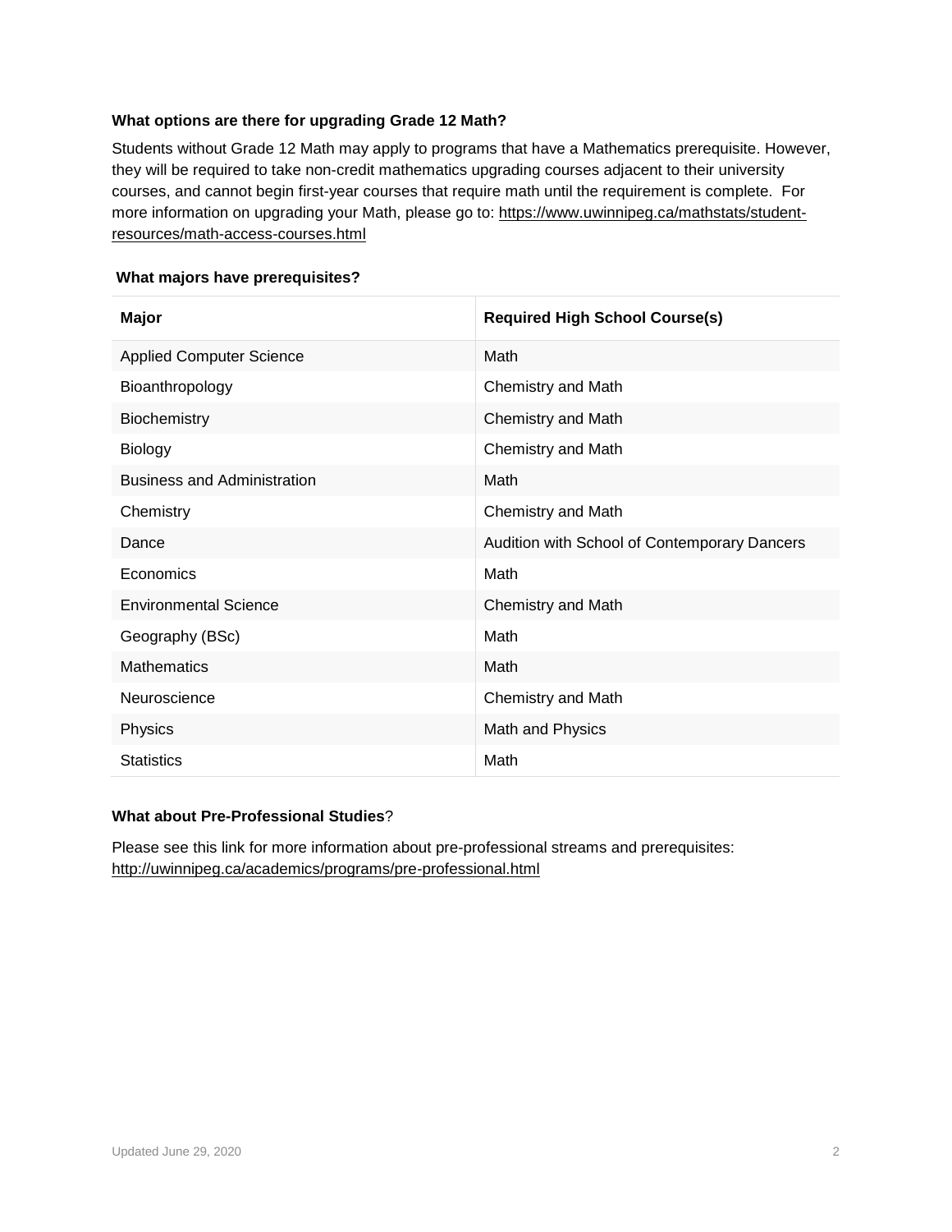**What options are there for upgrading Grade 12 Math?**

Students without Grade 12 Math may apply to programs that have a Mathematics prerequisite. However, they will be required to take non-credit mathematics upgrading courses adjacent to their university courses, and cannot begin first-year courses that require math until the requirement is complete. For more information on upgrading your Math, please go to: https://www.uwinnipeg.ca/mathstats/student-resources/math-access-courses.html

**What majors have prerequisites?**

| Major | Required High School Course(s) |
|---|---|
| Applied Computer Science | Math |
| Bioanthropology | Chemistry and Math |
| Biochemistry | Chemistry and Math |
| Biology | Chemistry and Math |
| Business and Administration | Math |
| Chemistry | Chemistry and Math |
| Dance | Audition with School of Contemporary Dancers |
| Economics | Math |
| Environmental Science | Chemistry and Math |
| Geography (BSc) | Math |
| Mathematics | Math |
| Neuroscience | Chemistry and Math |
| Physics | Math and Physics |
| Statistics | Math |

**What about Pre-Professional Studies**?

Please see this link for more information about pre-professional streams and prerequisites: http://uwinnipeg.ca/academics/programs/pre-professional.html